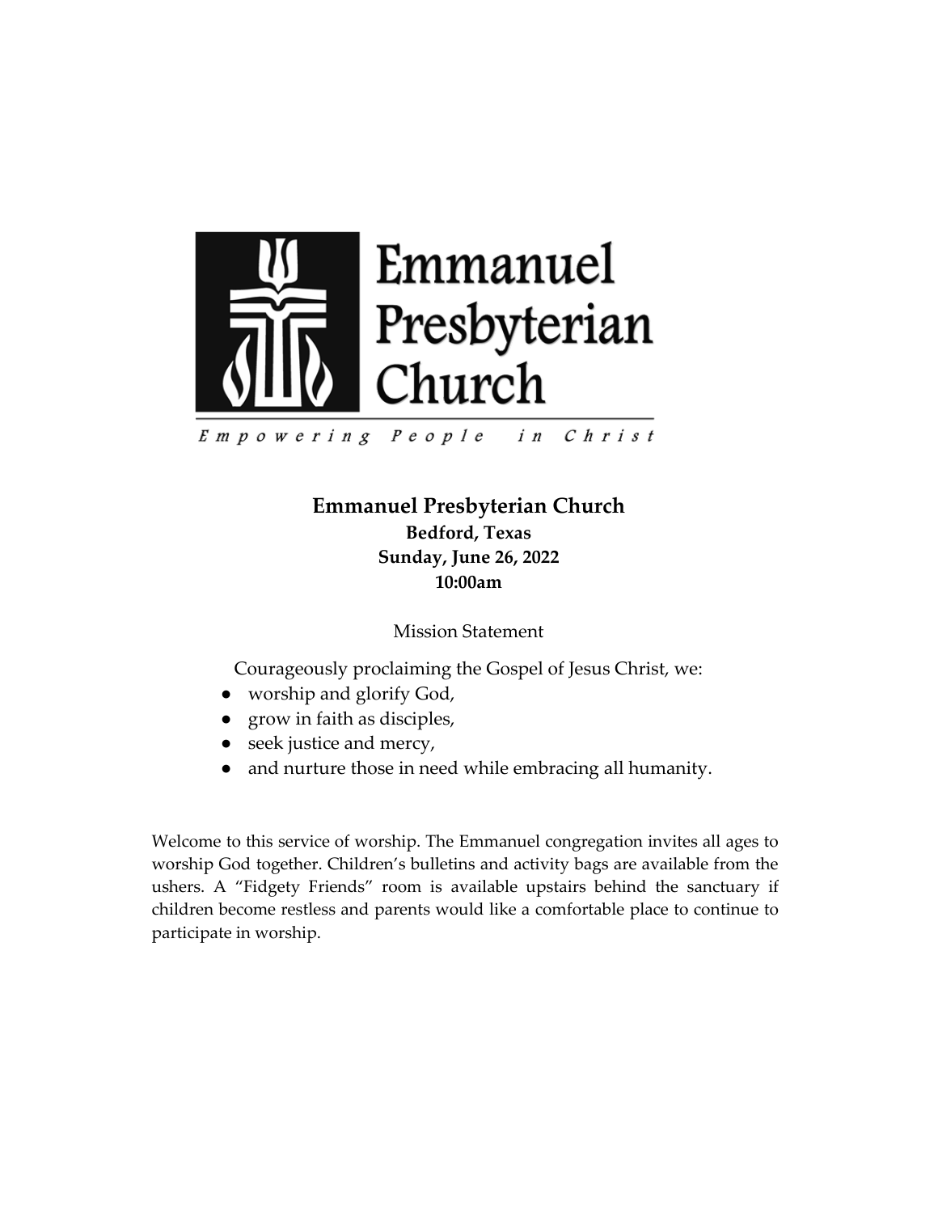Emmanuel Presbyterian Church

*Empowering People in Christ*

# Emmanuel Presbyterian Church

**Bedford, Texas**

**Sunday, June 26, 2022**

**10:00am**

Mission Statement

Courageously proclaiming the Gospel of Jesus Christ, we:

- worship and glorify God,
- grow in faith as disciples,
- seek justice and mercy,
- and nurture those in need while embracing all humanity.

Welcome to this service of worship. The Emmanuel congregation invites all ages to worship God together. Children's bulletins and activity bags are available from the ushers. A "Fidgety Friends" room is available upstairs behind the sanctuary if children become restless and parents would like a comfortable place to continue to participate in worship.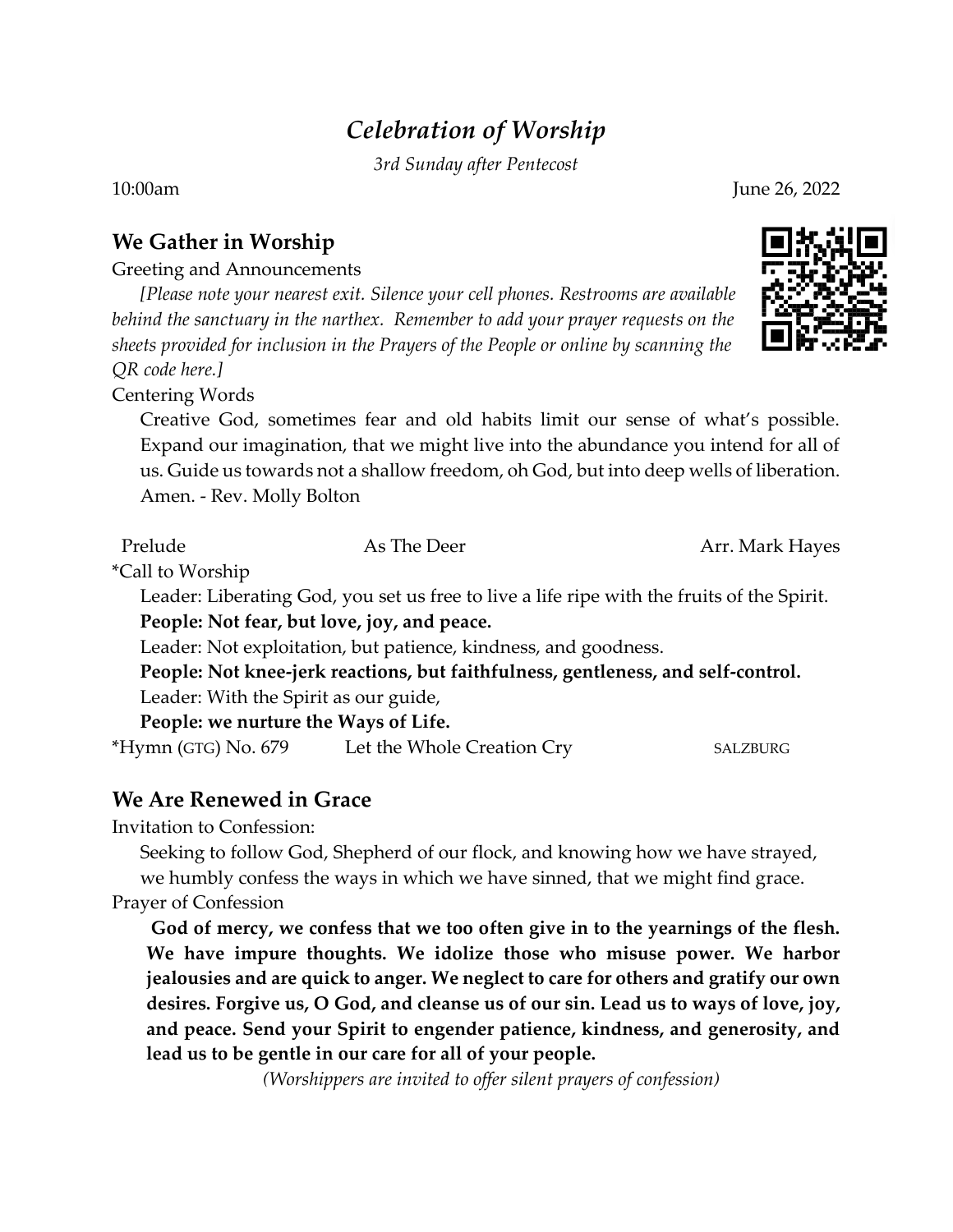# *Celebration of Worship*

*3rd Sunday after Pentecost*

10:00am June 26, 2022

## We Gather in Worship

Greeting and Announcements

*[Please note your nearest exit. Silence your cell phones. Restrooms are available behind the sanctuary in the narthex. Remember to add your prayer requests on the sheets provided for inclusion in the Prayers of the People or online by scanning the QR code here.]*

Centering Words

Creative God, sometimes fear and old habits limit our sense of what's possible. Expand our imagination, that we might live into the abundance you intend for all of us. Guide us towards not a shallow freedom, oh God, but into deep wells of liberation. Amen. - Rev. Molly Bolton

Prelude — As The Deer — Arr. Mark Hayes

*Call to Worship

Leader: Liberating God, you set us free to live a life ripe with the fruits of the Spirit.

**People: Not fear, but love, joy, and peace.**

Leader: Not exploitation, but patience, kindness, and goodness.

**People: Not knee-jerk reactions, but faithfulness, gentleness, and self-control.**

Leader: With the Spirit as our guide,

**People: we nurture the Ways of Life.**

*Hymn (GTG) No. 679 — Let the Whole Creation Cry — SALZBURG

## We Are Renewed in Grace

Invitation to Confession:

Seeking to follow God, Shepherd of our flock, and knowing how we have strayed, we humbly confess the ways in which we have sinned, that we might find grace.

Prayer of Confession

**God of mercy, we confess that we too often give in to the yearnings of the flesh. We have impure thoughts. We idolize those who misuse power. We harbor jealousies and are quick to anger. We neglect to care for others and gratify our own desires. Forgive us, O God, and cleanse us of our sin. Lead us to ways of love, joy, and peace. Send your Spirit to engender patience, kindness, and generosity, and lead us to be gentle in our care for all of your people.**

*(Worshippers are invited to offer silent prayers of confession)*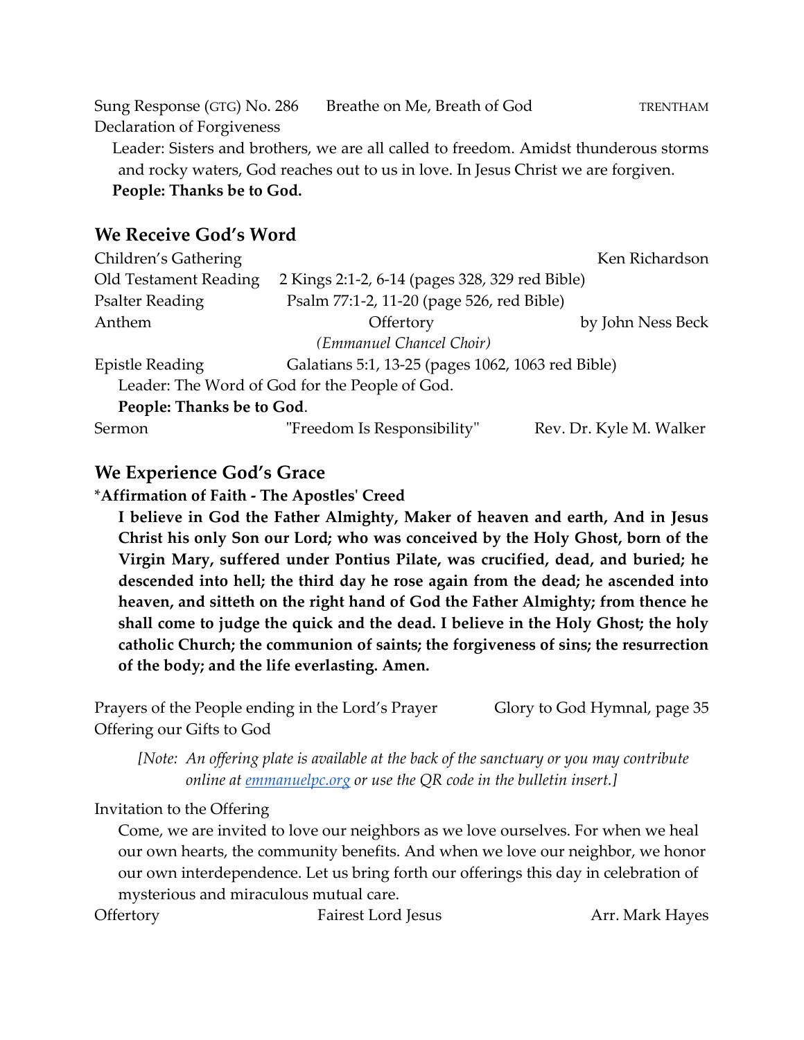Sung Response (GTG) No. 286 Breathe on Me, Breath of God TRENTHAM

Declaration of Forgiveness

Leader: Sisters and brothers, we are all called to freedom. Amidst thunderous storms and rocky waters, God reaches out to us in love. In Jesus Christ we are forgiven.

**People: Thanks be to God.**

## We Receive God's Word

Children's Gathering Ken Richardson

Old Testament Reading 2 Kings 2:1-2, 6-14 (pages 328, 329 red Bible)

Psalter Reading Psalm 77:1-2, 11-20 (page 526, red Bible)

Anthem Offertory by John Ness Beck

*(Emmanuel Chancel Choir)*

Epistle Reading Galatians 5:1, 13-25 (pages 1062, 1063 red Bible)

Leader: The Word of God for the People of God.

**People: Thanks be to God**.

Sermon "Freedom Is Responsibility" Rev. Dr. Kyle M. Walker

## We Experience God's Grace

***Affirmation of Faith - The Apostles' Creed**

**I believe in God the Father Almighty, Maker of heaven and earth, And in Jesus Christ his only Son our Lord; who was conceived by the Holy Ghost, born of the Virgin Mary, suffered under Pontius Pilate, was crucified, dead, and buried; he descended into hell; the third day he rose again from the dead; he ascended into heaven, and sitteth on the right hand of God the Father Almighty; from thence he shall come to judge the quick and the dead. I believe in the Holy Ghost; the holy catholic Church; the communion of saints; the forgiveness of sins; the resurrection of the body; and the life everlasting. Amen.**

Prayers of the People ending in the Lord's Prayer Glory to God Hymnal, page 35

Offering our Gifts to God

*[Note: An offering plate is available at the back of the sanctuary or you may contribute online at [emmanuelpc.org](emmanuelpc.org) or use the QR code in the bulletin insert.]*

Invitation to the Offering

Come, we are invited to love our neighbors as we love ourselves. For when we heal our own hearts, the community benefits. And when we love our neighbor, we honor our own interdependence. Let us bring forth our offerings this day in celebration of mysterious and miraculous mutual care.

Offertory Fairest Lord Jesus Arr. Mark Hayes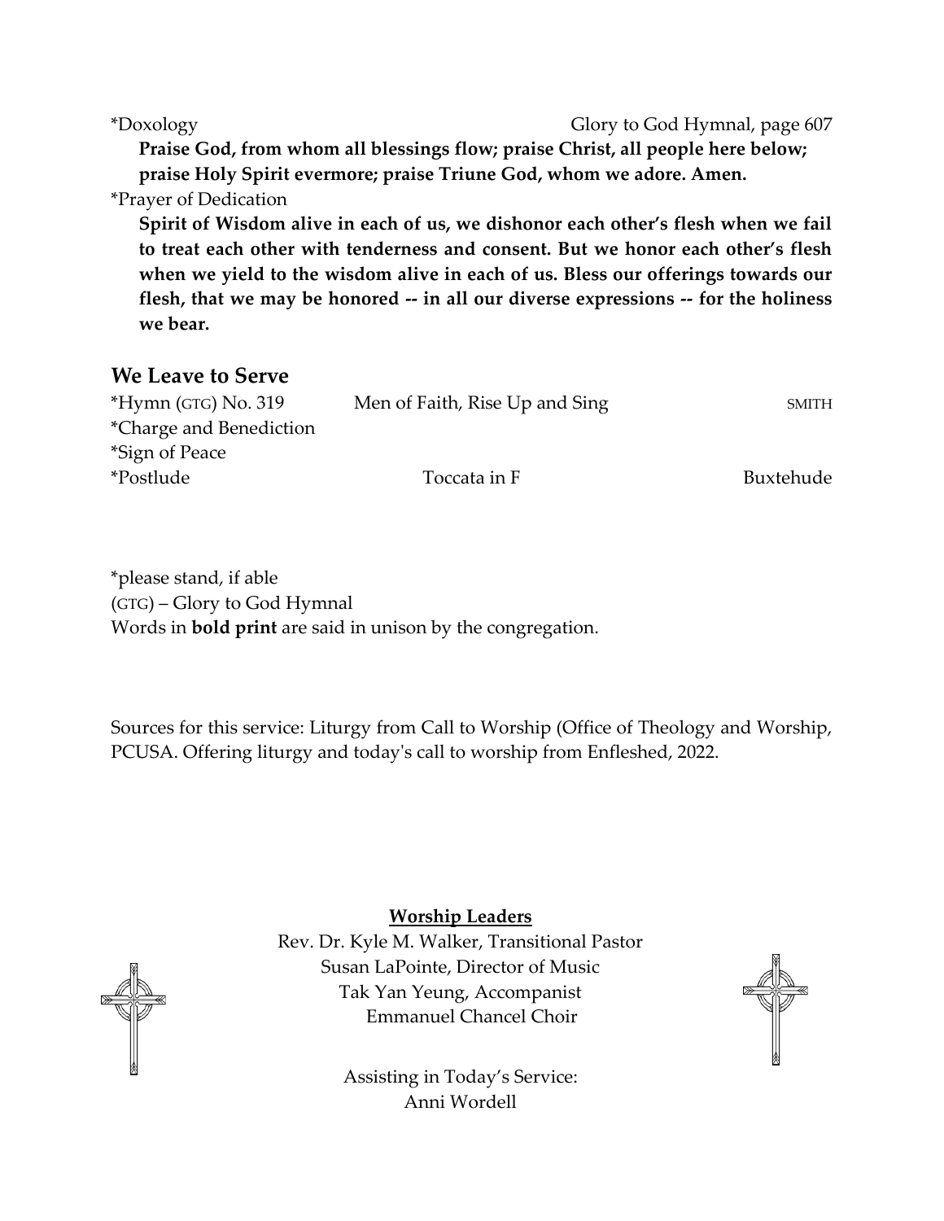*Doxology Glory to God Hymnal, page 607

**Praise God, from whom all blessings flow; praise Christ, all people here below; praise Holy Spirit evermore; praise Triune God, whom we adore. Amen.**

*Prayer of Dedication

**Spirit of Wisdom alive in each of us, we dishonor each other's flesh when we fail to treat each other with tenderness and consent. But we honor each other's flesh when we yield to the wisdom alive in each of us. Bless our offerings towards our flesh, that we may be honored -- in all our diverse expressions -- for the holiness we bear.**

## We Leave to Serve

*Hymn (GTG) No. 319 Men of Faith, Rise Up and Sing SMITH

*Charge and Benediction

*Sign of Peace

*Postlude Toccata in F Buxtehude

*please stand, if able

(GTG) – Glory to God Hymnal

Words in **bold print** are said in unison by the congregation.

Sources for this service: Liturgy from Call to Worship (Office of Theology and Worship, PCUSA. Offering liturgy and today's call to worship from Enfleshed, 2022.

**Worship Leaders**

Rev. Dr. Kyle M. Walker, Transitional Pastor

Susan LaPointe, Director of Music

Tak Yan Yeung, Accompanist

Emmanuel Chancel Choir

Assisting in Today's Service:

Anni Wordell